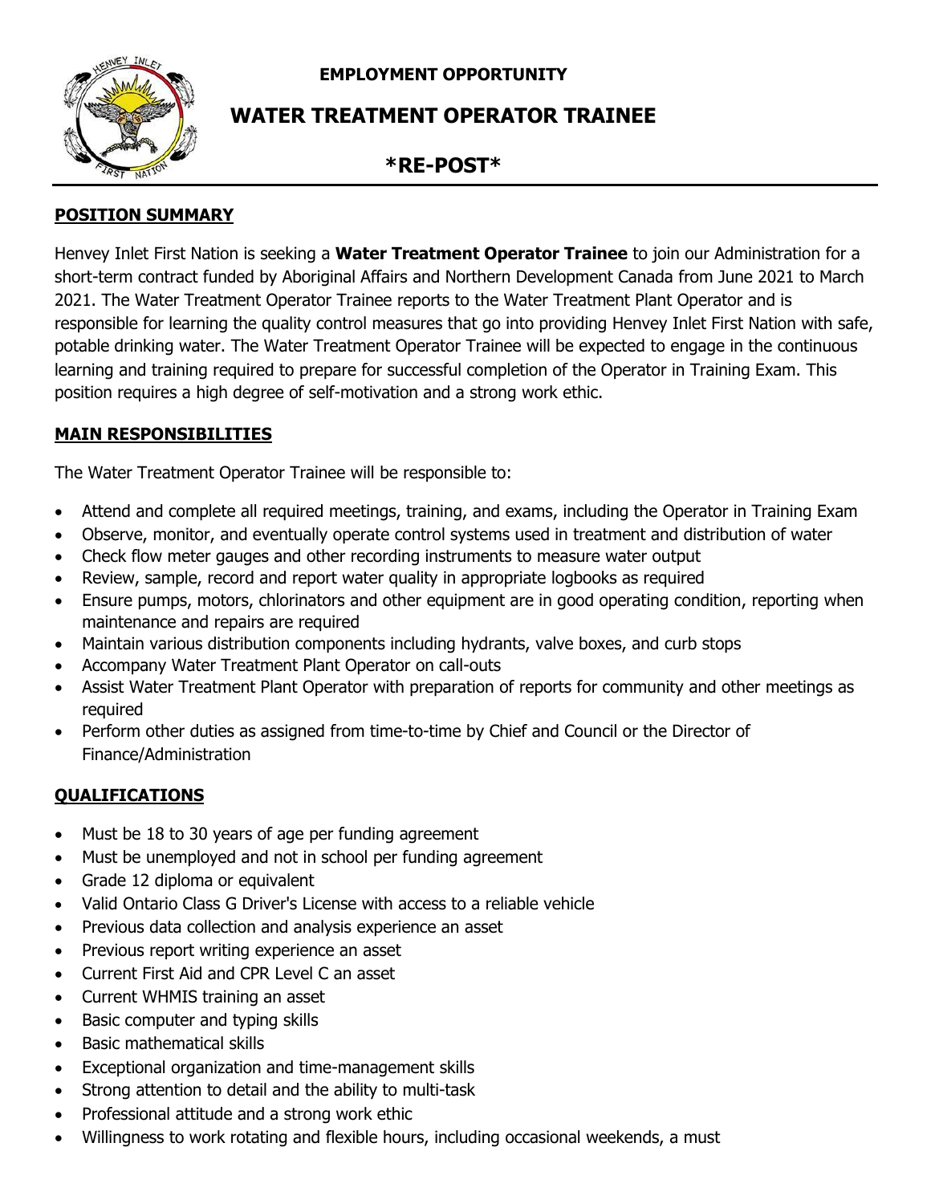**EMPLOYMENT OPPORTUNITY**

# WATER TREATMENT OPERATOR TRAINEE

## *RE-POST*

## POSITION SUMMARY

Henvey Inlet First Nation is seeking a **Water Treatment Operator Trainee** to join our Administration for a short-term contract funded by Aboriginal Affairs and Northern Development Canada from June 2021 to March 2021. The Water Treatment Operator Trainee reports to the Water Treatment Plant Operator and is responsible for learning the quality control measures that go into providing Henvey Inlet First Nation with safe, potable drinking water. The Water Treatment Operator Trainee will be expected to engage in the continuous learning and training required to prepare for successful completion of the Operator in Training Exam. This position requires a high degree of self-motivation and a strong work ethic.

## MAIN RESPONSIBILITIES

The Water Treatment Operator Trainee will be responsible to:

- Attend and complete all required meetings, training, and exams, including the Operator in Training Exam
- Observe, monitor, and eventually operate control systems used in treatment and distribution of water
- Check flow meter gauges and other recording instruments to measure water output
- Review, sample, record and report water quality in appropriate logbooks as required
- Ensure pumps, motors, chlorinators and other equipment are in good operating condition, reporting when maintenance and repairs are required
- Maintain various distribution components including hydrants, valve boxes, and curb stops
- Accompany Water Treatment Plant Operator on call-outs
- Assist Water Treatment Plant Operator with preparation of reports for community and other meetings as required
- Perform other duties as assigned from time-to-time by Chief and Council or the Director of Finance/Administration

## QUALIFICATIONS

- Must be 18 to 30 years of age per funding agreement
- Must be unemployed and not in school per funding agreement
- Grade 12 diploma or equivalent
- Valid Ontario Class G Driver's License with access to a reliable vehicle
- Previous data collection and analysis experience an asset
- Previous report writing experience an asset
- Current First Aid and CPR Level C an asset
- Current WHMIS training an asset
- Basic computer and typing skills
- Basic mathematical skills
- Exceptional organization and time-management skills
- Strong attention to detail and the ability to multi-task
- Professional attitude and a strong work ethic
- Willingness to work rotating and flexible hours, including occasional weekends, a must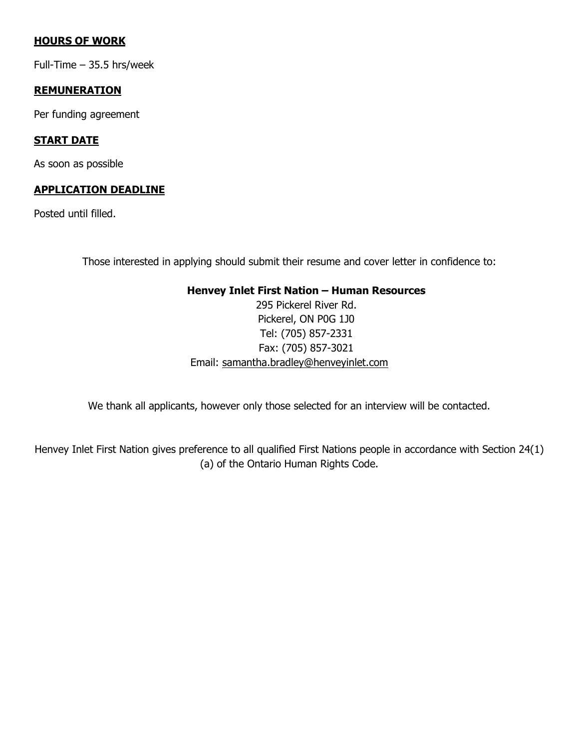**<u>HOURS OF WORK</u>**

Full-Time – 35.5 hrs/week

**<u>REMUNERATION</u>**

Per funding agreement

**<u>START DATE</u>**

As soon as possible

**<u>APPLICATION DEADLINE</u>**

Posted until filled.

Those interested in applying should submit their resume and cover letter in confidence to:

**Henvey Inlet First Nation – Human Resources**
295 Pickerel River Rd.
Pickerel, ON P0G 1J0
Tel: (705) 857-2331
Fax: (705) 857-3021
Email: samantha.bradley@henveyinlet.com

We thank all applicants, however only those selected for an interview will be contacted.

Henvey Inlet First Nation gives preference to all qualified First Nations people in accordance with Section 24(1)(a) of the Ontario Human Rights Code.